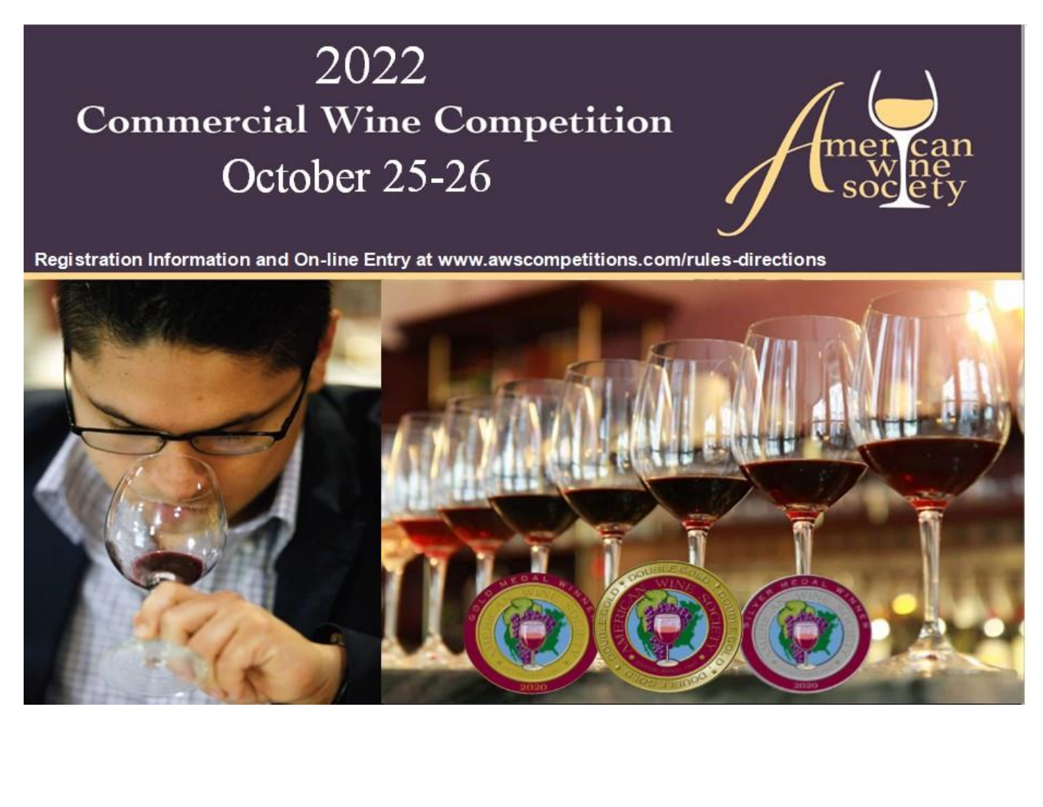# 2022

## Commercial Wine Competition

## October 25-26

American wine society

Registration Information and On-line Entry at www.awscompetitions.com/rules-directions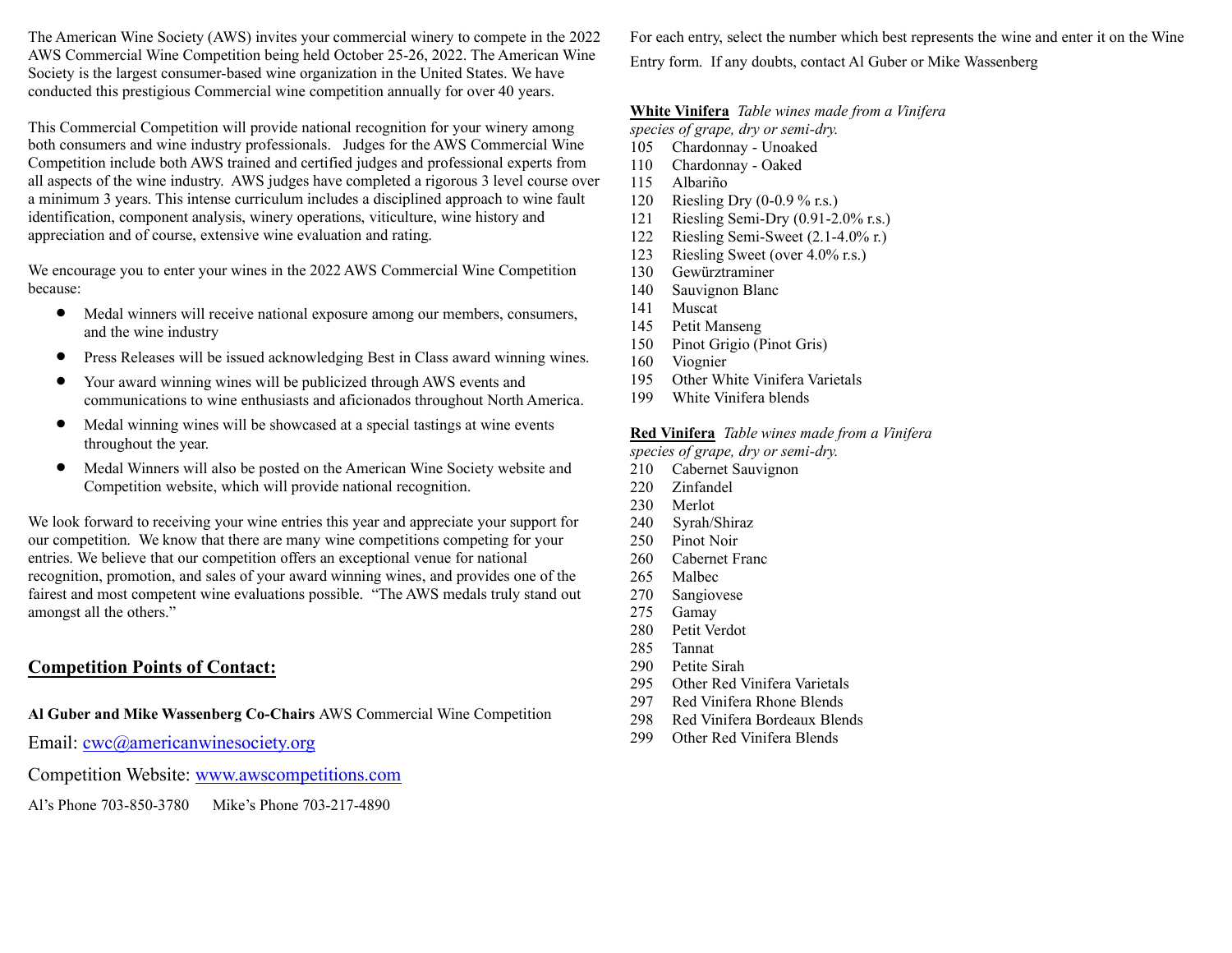The American Wine Society (AWS) invites your commercial winery to compete in the 2022 AWS Commercial Wine Competition being held October 25-26, 2022. The American Wine Society is the largest consumer-based wine organization in the United States. We have conducted this prestigious Commercial wine competition annually for over 40 years.

This Commercial Competition will provide national recognition for your winery among both consumers and wine industry professionals. Judges for the AWS Commercial Wine Competition include both AWS trained and certified judges and professional experts from all aspects of the wine industry. AWS judges have completed a rigorous 3 level course over a minimum 3 years. This intense curriculum includes a disciplined approach to wine fault identification, component analysis, winery operations, viticulture, wine history and appreciation and of course, extensive wine evaluation and rating.

We encourage you to enter your wines in the 2022 AWS Commercial Wine Competition because:

- Medal winners will receive national exposure among our members, consumers, and the wine industry
- Press Releases will be issued acknowledging Best in Class award winning wines.
- Your award winning wines will be publicized through AWS events and communications to wine enthusiasts and aficionados throughout North America.
- Medal winning wines will be showcased at a special tastings at wine events throughout the year.
- Medal Winners will also be posted on the American Wine Society website and Competition website, which will provide national recognition.

We look forward to receiving your wine entries this year and appreciate your support for our competition. We know that there are many wine competitions competing for your entries. We believe that our competition offers an exceptional venue for national recognition, promotion, and sales of your award winning wines, and provides one of the fairest and most competent wine evaluations possible. "The AWS medals truly stand out amongst all the others."

## Competition Points of Contact:

**Al Guber and Mike Wassenberg Co-Chairs** AWS Commercial Wine Competition

Email: cwc@americanwinesociety.org

Competition Website: www.awscompetitions.com

Al's Phone 703-850-3780 Mike's Phone 703-217-4890

For each entry, select the number which best represents the wine and enter it on the Wine Entry form. If any doubts, contact Al Guber or Mike Wassenberg

**White Vinifera** *Table wines made from a Vinifera species of grape, dry or semi-dry.*

105 Chardonnay - Unoaked
110 Chardonnay - Oaked
115 Albariño
120 Riesling Dry (0-0.9 % r.s.)
121 Riesling Semi-Dry (0.91-2.0% r.s.)
122 Riesling Semi-Sweet (2.1-4.0% r.)
123 Riesling Sweet (over 4.0% r.s.)
130 Gewürztraminer
140 Sauvignon Blanc
141 Muscat
145 Petit Manseng
150 Pinot Grigio (Pinot Gris)
160 Viognier
195 Other White Vinifera Varietals
199 White Vinifera blends

**Red Vinifera** *Table wines made from a Vinifera species of grape, dry or semi-dry.*

210 Cabernet Sauvignon
220 Zinfandel
230 Merlot
240 Syrah/Shiraz
250 Pinot Noir
260 Cabernet Franc
265 Malbec
270 Sangiovese
275 Gamay
280 Petit Verdot
285 Tannat
290 Petite Sirah
295 Other Red Vinifera Varietals
297 Red Vinifera Rhone Blends
298 Red Vinifera Bordeaux Blends
299 Other Red Vinifera Blends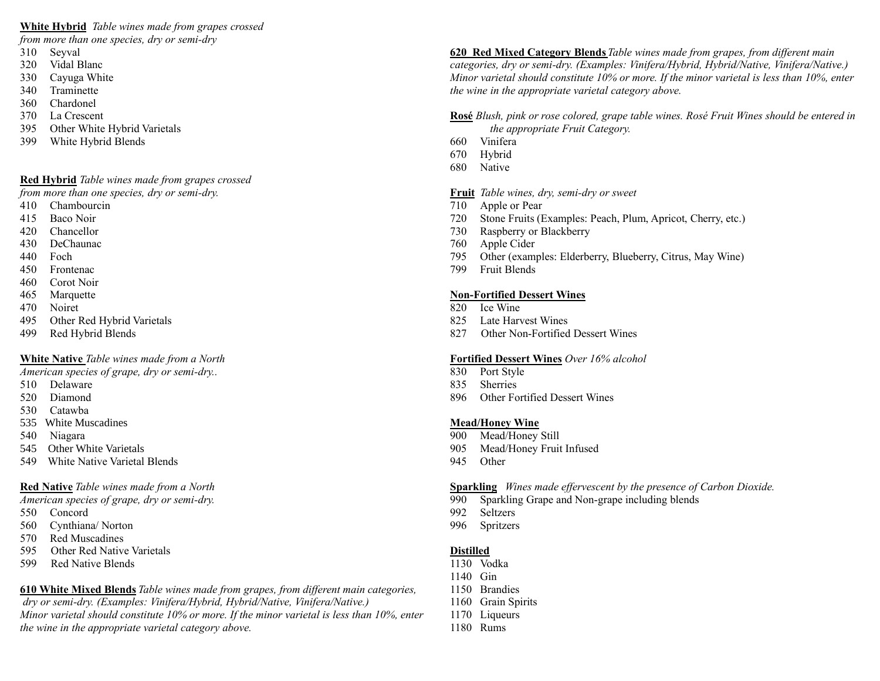**White Hybrid** *Table wines made from grapes crossed from more than one species, dry or semi-dry*

310 Seyval
320 Vidal Blanc
330 Cayuga White
340 Traminette
360 Chardonel
370 La Crescent
395 Other White Hybrid Varietals
399 White Hybrid Blends

**Red Hybrid** *Table wines made from grapes crossed from more than one species, dry or semi-dry.*

410 Chambourcin
415 Baco Noir
420 Chancellor
430 DeChaunac
440 Foch
450 Frontenac
460 Corot Noir
465 Marquette
470 Noiret
495 Other Red Hybrid Varietals
499 Red Hybrid Blends

**White Native** *Table wines made from a North American species of grape, dry or semi-dry..*

510 Delaware
520 Diamond
530 Catawba
535 White Muscadines
540 Niagara
545 Other White Varietals
549 White Native Varietal Blends

**Red Native** *Table wines made from a North American species of grape, dry or semi-dry.*

550 Concord
560 Cynthiana/ Norton
570 Red Muscadines
595 Other Red Native Varietals
599 Red Native Blends

**610 White Mixed Blends** *Table wines made from grapes, from different main categories, dry or semi-dry. (Examples: Vinifera/Hybrid, Hybrid/Native, Vinifera/Native.) Minor varietal should constitute 10% or more. If the minor varietal is less than 10%, enter the wine in the appropriate varietal category above.*

**620 Red Mixed Category Blends** *Table wines made from grapes, from different main categories, dry or semi-dry. (Examples: Vinifera/Hybrid, Hybrid/Native, Vinifera/Native.) Minor varietal should constitute 10% or more. If the minor varietal is less than 10%, enter the wine in the appropriate varietal category above.*

**Rosé** *Blush, pink or rose colored, grape table wines. Rosé Fruit Wines should be entered in the appropriate Fruit Category.*

660 Vinifera
670 Hybrid
680 Native

**Fruit** *Table wines, dry, semi-dry or sweet*

710 Apple or Pear
720 Stone Fruits (Examples: Peach, Plum, Apricot, Cherry, etc.)
730 Raspberry or Blackberry
760 Apple Cider
795 Other (examples: Elderberry, Blueberry, Citrus, May Wine)
799 Fruit Blends

**Non-Fortified Dessert Wines**

820 Ice Wine
825 Late Harvest Wines
827 Other Non-Fortified Dessert Wines

**Fortified Dessert Wines** *Over 16% alcohol*

830 Port Style
835 Sherries
896 Other Fortified Dessert Wines

**Mead/Honey Wine**

900 Mead/Honey Still
905 Mead/Honey Fruit Infused
945 Other

**Sparkling** *Wines made effervescent by the presence of Carbon Dioxide.*

990 Sparkling Grape and Non-grape including blends
992 Seltzers
996 Spritzers

**Distilled**

1130 Vodka
1140 Gin
1150 Brandies
1160 Grain Spirits
1170 Liqueurs
1180 Rums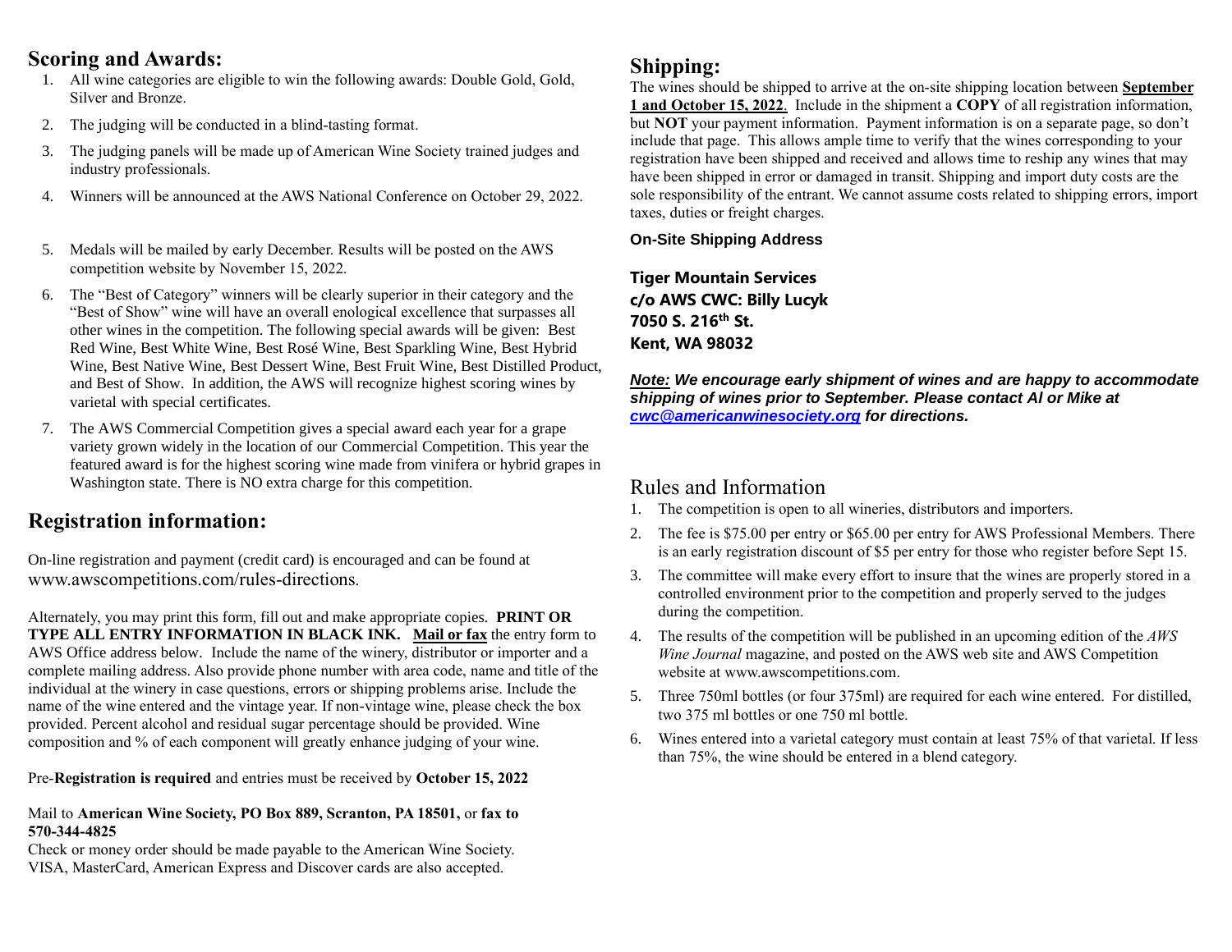## Scoring and Awards:

1. All wine categories are eligible to win the following awards: Double Gold, Gold, Silver and Bronze.
2. The judging will be conducted in a blind-tasting format.
3. The judging panels will be made up of American Wine Society trained judges and industry professionals.
4. Winners will be announced at the AWS National Conference on October 29, 2022.
5. Medals will be mailed by early December. Results will be posted on the AWS competition website by November 15, 2022.
6. The "Best of Category" winners will be clearly superior in their category and the "Best of Show" wine will have an overall enological excellence that surpasses all other wines in the competition. The following special awards will be given: Best Red Wine, Best White Wine, Best Rosé Wine, Best Sparkling Wine, Best Hybrid Wine, Best Native Wine, Best Dessert Wine, Best Fruit Wine, Best Distilled Product, and Best of Show. In addition, the AWS will recognize highest scoring wines by varietal with special certificates.
7. The AWS Commercial Competition gives a special award each year for a grape variety grown widely in the location of our Commercial Competition. This year the featured award is for the highest scoring wine made from vinifera or hybrid grapes in Washington state. There is NO extra charge for this competition.

## Registration information:

On-line registration and payment (credit card) is encouraged and can be found at www.awscompetitions.com/rules-directions.

Alternately, you may print this form, fill out and make appropriate copies. **PRINT OR TYPE ALL ENTRY INFORMATION IN BLACK INK.** **Mail or fax** the entry form to AWS Office address below. Include the name of the winery, distributor or importer and a complete mailing address. Also provide phone number with area code, name and title of the individual at the winery in case questions, errors or shipping problems arise. Include the name of the wine entered and the vintage year. If non-vintage wine, please check the box provided. Percent alcohol and residual sugar percentage should be provided. Wine composition and % of each component will greatly enhance judging of your wine.

Pre-**Registration is required** and entries must be received by **October 15, 2022**

Mail to **American Wine Society, PO Box 889, Scranton, PA 18501,** or **fax to 570-344-4825**

Check or money order should be made payable to the American Wine Society.
VISA, MasterCard, American Express and Discover cards are also accepted.

## Shipping:

The wines should be shipped to arrive at the on-site shipping location between **September 1 and October 15, 2022**. Include in the shipment a **COPY** of all registration information, but **NOT** your payment information. Payment information is on a separate page, so don't include that page. This allows ample time to verify that the wines corresponding to your registration have been shipped and received and allows time to reship any wines that may have been shipped in error or damaged in transit. Shipping and import duty costs are the sole responsibility of the entrant. We cannot assume costs related to shipping errors, import taxes, duties or freight charges.

**On-Site Shipping Address**

**Tiger Mountain Services**
**c/o AWS CWC: Billy Lucyk**
**7050 S. 216th St.**
**Kent, WA 98032**

***Note:* We encourage early shipment of wines and are happy to accommodate shipping of wines prior to September. Please contact Al or Mike at cwc@americanwinesociety.org for directions.**

## Rules and Information

1. The competition is open to all wineries, distributors and importers.
2. The fee is $75.00 per entry or $65.00 per entry for AWS Professional Members. There is an early registration discount of $5 per entry for those who register before Sept 15.
3. The committee will make every effort to insure that the wines are properly stored in a controlled environment prior to the competition and properly served to the judges during the competition.
4. The results of the competition will be published in an upcoming edition of the *AWS Wine Journal* magazine, and posted on the AWS web site and AWS Competition website at www.awscompetitions.com.
5. Three 750ml bottles (or four 375ml) are required for each wine entered. For distilled, two 375 ml bottles or one 750 ml bottle.
6. Wines entered into a varietal category must contain at least 75% of that varietal. If less than 75%, the wine should be entered in a blend category.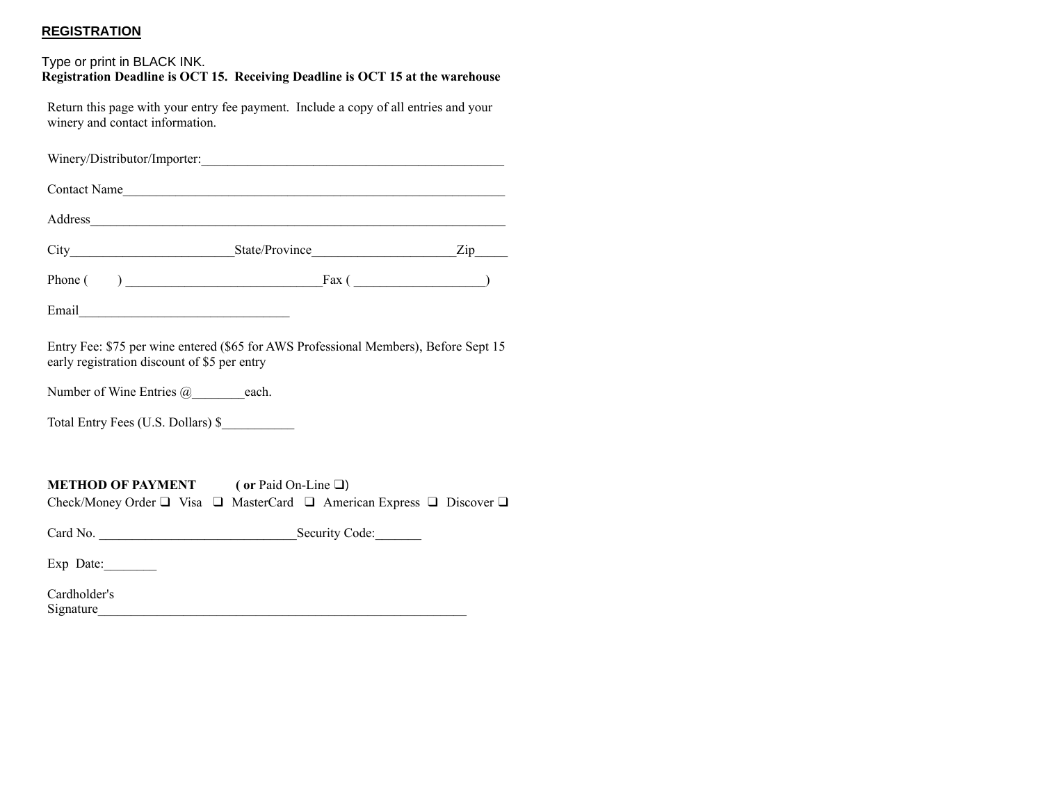## REGISTRATION

Type or print in BLACK INK.
**Registration Deadline is OCT 15. Receiving Deadline is OCT 15 at the warehouse**

Return this page with your entry fee payment. Include a copy of all entries and your winery and contact information.

Winery/Distributor/Importer:_______________________________________________

Contact Name____________________________________________________________

Address_________________________________________________________________

City_________________________State/Province______________________Zip_____

Phone (        ) ______________________________Fax ( ____________________)

Email________________________________

Entry Fee: $75 per wine entered ($65 for AWS Professional Members), Before Sept 15 early registration discount of $5 per entry

Number of Wine Entries @________each.

Total Entry Fees (U.S. Dollars) $___________

**METHOD OF PAYMENT** (**or** Paid On-Line ❑)
Check/Money Order ❑ Visa ❑ MasterCard ❑ American Express ❑ Discover ❑

Card No. ______________________________Security Code:_______

Exp Date:________

Cardholder's
Signature__________________________________________________________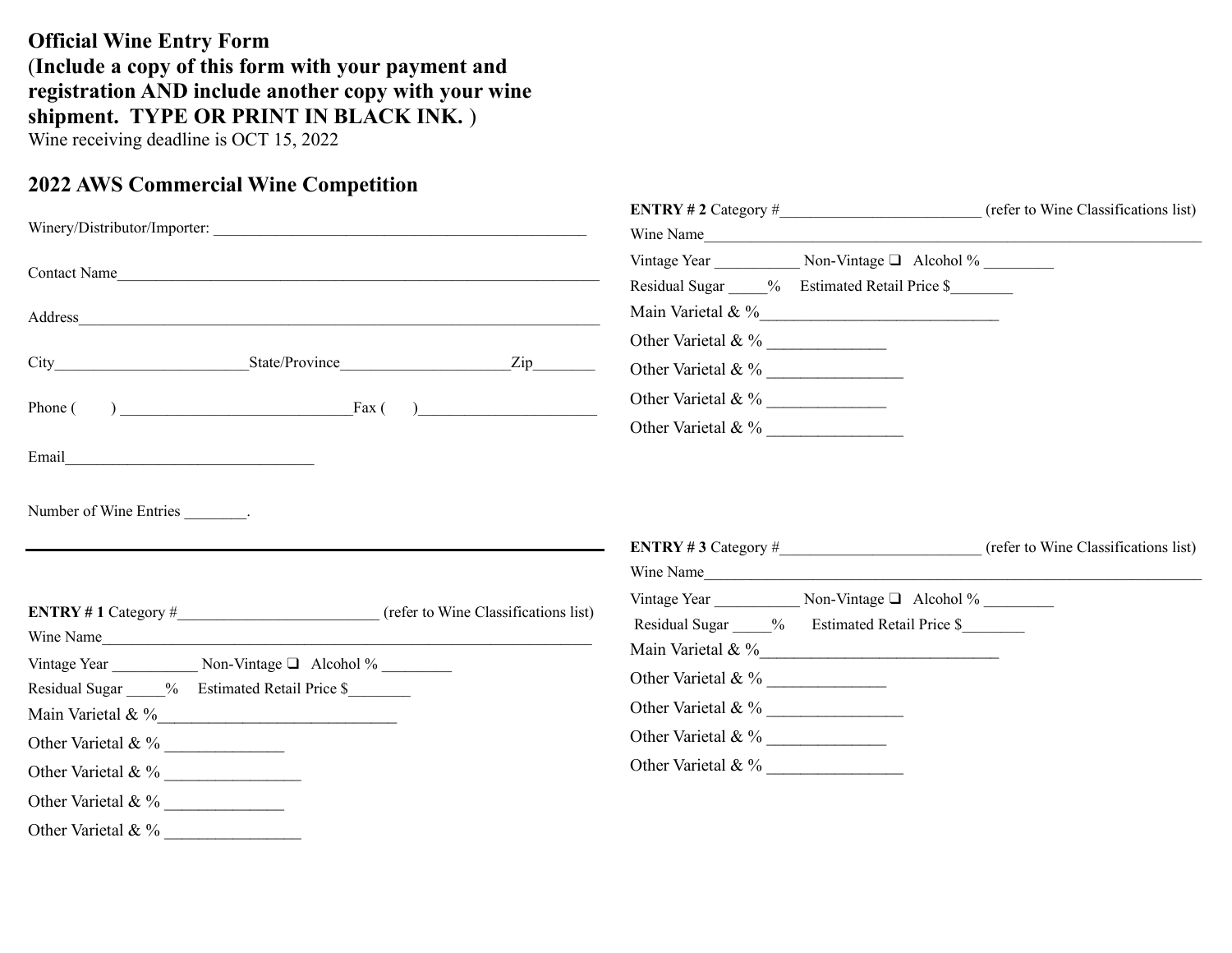**Official Wine Entry Form**
**(Include a copy of this form with your payment and registration AND include another copy with your wine shipment. TYPE OR PRINT IN BLACK INK. )**
Wine receiving deadline is OCT 15, 2022

## 2022 AWS Commercial Wine Competition

Winery/Distributor/Importer: ________________________________________________

Contact Name_______________________________________________________________

Address____________________________________________________________________

City________________________State/Province_____________________Zip________

Phone (        ) _____________________________Fax (        )_______________________

Email_______________________________

Number of Wine Entries ________.

---

**ENTRY # 1** Category #_________________________ (refer to Wine Classifications list)
Wine Name_______________________________________________________________
Vintage Year ___________ Non-Vintage ❑ Alcohol % _________
Residual Sugar _____% Estimated Retail Price $________
Main Varietal & %_____________________________
Other Varietal & % ______________
Other Varietal & % ________________
Other Varietal & % ______________
Other Varietal & % ________________

**ENTRY # 2** Category #_________________________ (refer to Wine Classifications list)
Wine Name_______________________________________________________________
Vintage Year ___________ Non-Vintage ❑ Alcohol % _________
Residual Sugar _____% Estimated Retail Price $________
Main Varietal & %_____________________________
Other Varietal & % ______________
Other Varietal & % ________________
Other Varietal & % ______________
Other Varietal & % ________________

**ENTRY # 3** Category #_________________________ (refer to Wine Classifications list)
Wine Name_______________________________________________________________
Vintage Year ___________ Non-Vintage ❑ Alcohol % _________
Residual Sugar _____% Estimated Retail Price $________
Main Varietal & %_____________________________
Other Varietal & % ______________
Other Varietal & % ________________
Other Varietal & % ______________
Other Varietal & % ________________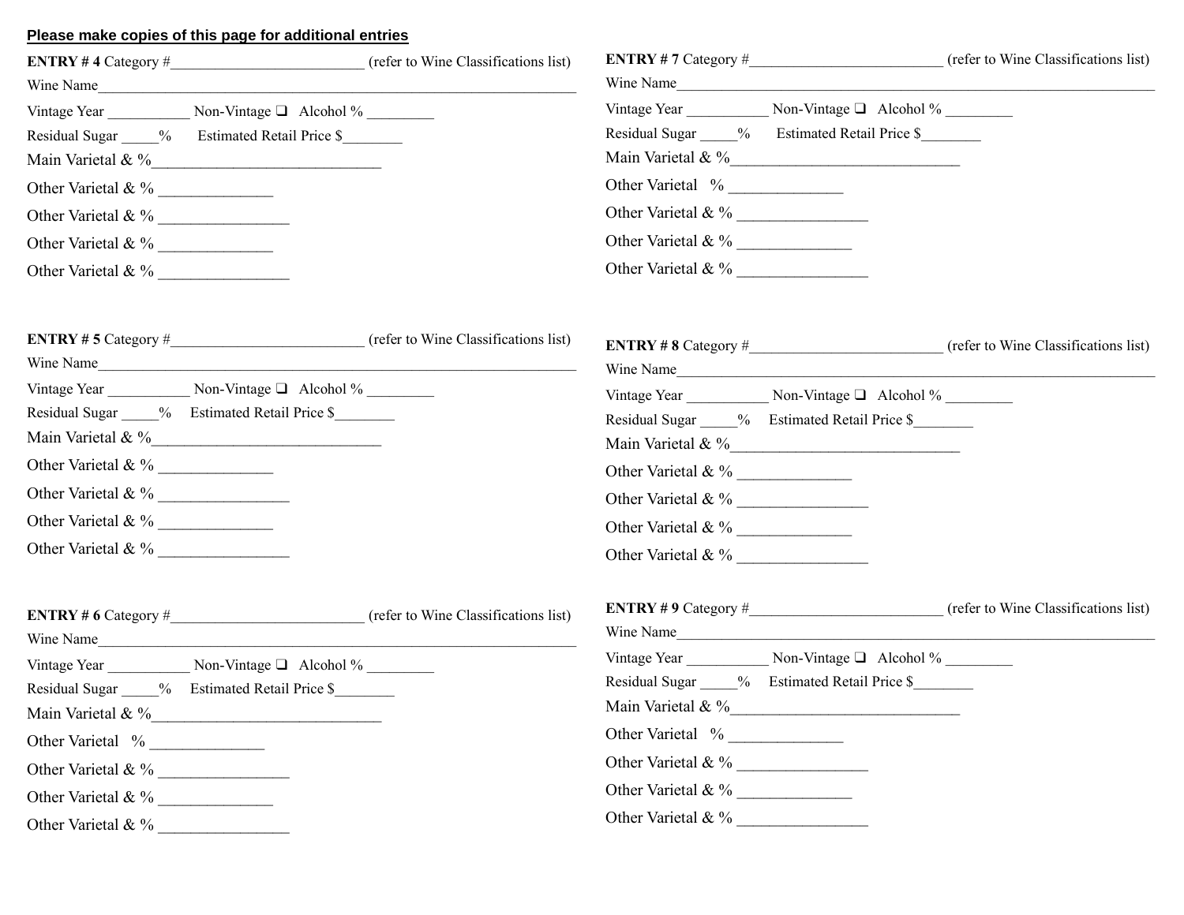**Please make copies of this page for additional entries**

**ENTRY # 4** Category #_________________________ (refer to Wine Classifications list)

Wine Name_______________________________________________________________

Vintage Year ___________ Non-Vintage ❑ Alcohol % _________

Residual Sugar _____% Estimated Retail Price $________

Main Varietal & %_____________________________

Other Varietal & % ______________

Other Varietal & % ________________

Other Varietal & % ______________

Other Varietal & % ________________

**ENTRY # 5** Category #_________________________ (refer to Wine Classifications list)

Wine Name_______________________________________________________________

Vintage Year ___________ Non-Vintage ❑ Alcohol % _________

Residual Sugar _____% Estimated Retail Price $________

Main Varietal & %_____________________________

Other Varietal & % ______________

Other Varietal & % ________________

Other Varietal & % ______________

Other Varietal & % ________________

**ENTRY # 6** Category #_________________________ (refer to Wine Classifications list)

Wine Name_______________________________________________________________

Vintage Year ___________ Non-Vintage ❑ Alcohol % _________

Residual Sugar _____% Estimated Retail Price $________

Main Varietal & %_____________________________

Other Varietal % ______________

Other Varietal & % ________________

Other Varietal & % ______________

Other Varietal & % ________________

**ENTRY # 7** Category #_________________________ (refer to Wine Classifications list)

Wine Name_______________________________________________________________

Vintage Year ___________ Non-Vintage ❑ Alcohol % _________

Residual Sugar _____% Estimated Retail Price $________

Main Varietal & %_____________________________

Other Varietal % ______________

Other Varietal & % ________________

Other Varietal & % ______________

Other Varietal & % ________________

**ENTRY # 8** Category #_________________________ (refer to Wine Classifications list)

Wine Name_______________________________________________________________

Vintage Year ___________ Non-Vintage ❑ Alcohol % _________

Residual Sugar _____% Estimated Retail Price $________

Main Varietal & %_____________________________

Other Varietal & % ______________

Other Varietal & % ________________

Other Varietal & % ______________

Other Varietal & % ________________

**ENTRY # 9** Category #_________________________ (refer to Wine Classifications list)

Wine Name_______________________________________________________________

Vintage Year ___________ Non-Vintage ❑ Alcohol % _________

Residual Sugar _____% Estimated Retail Price $________

Main Varietal & %_____________________________

Other Varietal % ______________

Other Varietal & % ________________

Other Varietal & % ______________

Other Varietal & % ________________